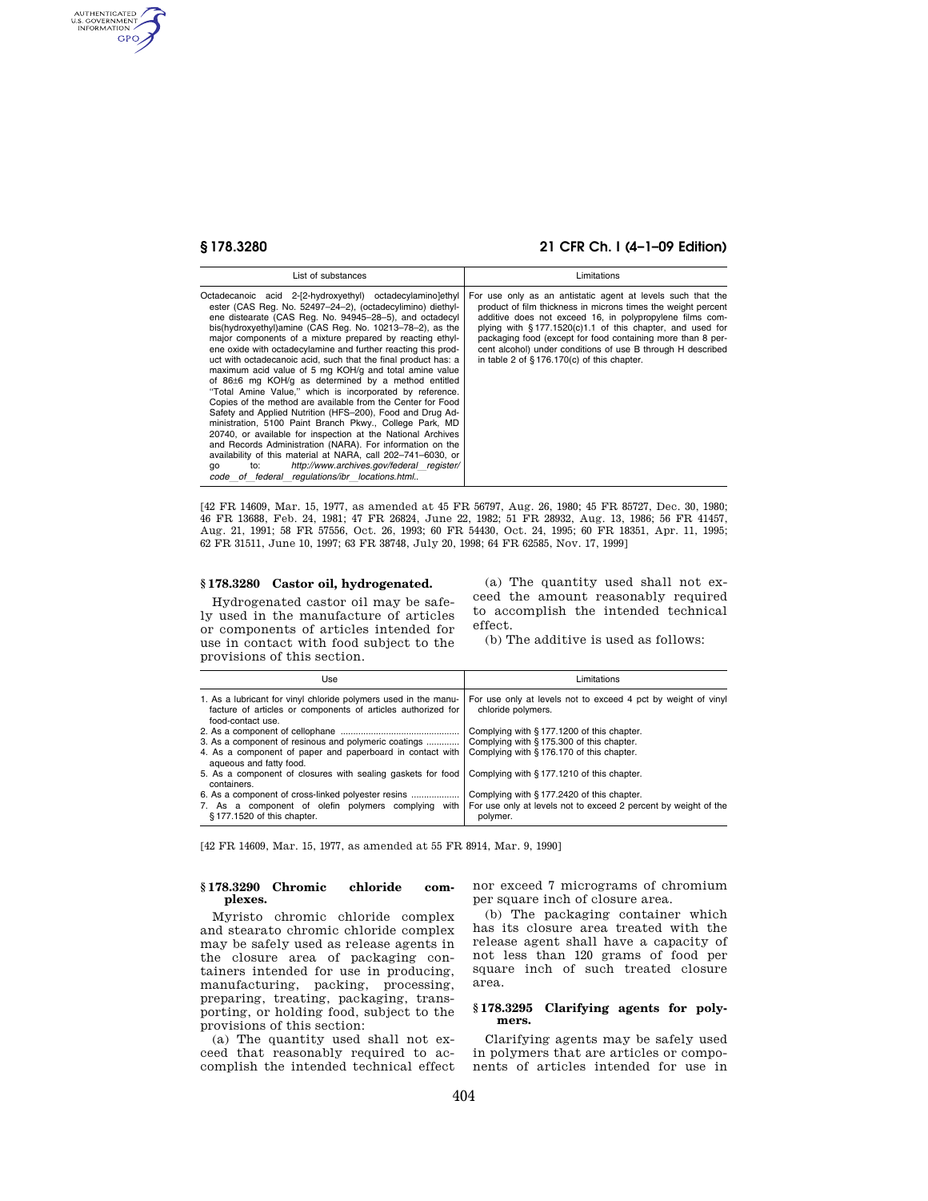| List of substances | Limitations |
| --- | --- |
| Octadecanoic acid 2-[2-(hydroxyethyl) octadecylamino]ethyl ester (CAS Reg. No. 52497–24–2), (octadecylimino) diethylene distearate (CAS Reg. No. 94945–28–5), and octadecyl bis(hydroxyethyl)amine (CAS Reg. No. 10213–78–2), as the major components of a mixture prepared by reacting ethylene oxide with octadecylamine and further reacting this product with octadecanoic acid, such that the final product has: a maximum acid value of 5 mg KOH/g and total amine value of 86±6 mg KOH/g as determined by a method entitled "Total Amine Value," which is incorporated by reference. Copies of the method are available from the Center for Food Safety and Applied Nutrition (HFS–200), Food and Drug Administration, 5100 Paint Branch Pkwy., College Park, MD 20740, or available for inspection at the National Archives and Records Administration (NARA). For information on the availability of this material at NARA, call 202–741–6030, or go to: *http://www.archives.gov/federal_register/code_of_federal_regulations/ibr_locations.html.*. | For use only as an antistatic agent at levels such that the product of film thickness in microns times the weight percent additive does not exceed 16, in polypropylene films complying with §177.1520(c)1.1 of this chapter, and used for packaging food (except for food containing more than 8 percent alcohol) under conditions of use B through H described in table 2 of §176.170(c) of this chapter. |

[42 FR 14609, Mar. 15, 1977, as amended at 45 FR 56797, Aug. 26, 1980; 45 FR 85727, Dec. 30, 1980; 46 FR 13688, Feb. 24, 1981; 47 FR 26824, June 22, 1982; 51 FR 28932, Aug. 13, 1986; 56 FR 41457, Aug. 21, 1991; 58 FR 57556, Oct. 26, 1993; 60 FR 54430, Oct. 24, 1995; 60 FR 18351, Apr. 11, 1995; 62 FR 31511, June 10, 1997; 63 FR 38748, July 20, 1998; 64 FR 62585, Nov. 17, 1999]

## § 178.3280 Castor oil, hydrogenated.

Hydrogenated castor oil may be safely used in the manufacture of articles or components of articles intended for use in contact with food subject to the provisions of this section.

(a) The quantity used shall not exceed the amount reasonably required to accomplish the intended technical effect.

(b) The additive is used as follows:

| Use | Limitations |
| --- | --- |
| 1. As a lubricant for vinyl chloride polymers used in the manufacture of articles or components of articles authorized for food-contact use. | For use only at levels not to exceed 4 pct by weight of vinyl chloride polymers. |
| 2. As a component of cellophane | Complying with §177.1200 of this chapter. |
| 3. As a component of resinous and polymeric coatings | Complying with §175.300 of this chapter. |
| 4. As a component of paper and paperboard in contact with aqueous and fatty food. | Complying with §176.170 of this chapter. |
| 5. As a component of closures with sealing gaskets for food containers. | Complying with §177.1210 of this chapter. |
| 6. As a component of cross-linked polyester resins | Complying with §177.2420 of this chapter. |
| 7. As a component of olefin polymers complying with §177.1520 of this chapter. | For use only at levels not to exceed 2 percent by weight of the polymer. |

[42 FR 14609, Mar. 15, 1977, as amended at 55 FR 8914, Mar. 9, 1990]

## § 178.3290 Chromic chloride complexes.

Myristo chromic chloride complex and stearato chromic chloride complex may be safely used as release agents in the closure area of packaging containers intended for use in producing, manufacturing, packing, processing, preparing, treating, packaging, transporting, or holding food, subject to the provisions of this section:

(a) The quantity used shall not exceed that reasonably required to accomplish the intended technical effect nor exceed 7 micrograms of chromium per square inch of closure area.

(b) The packaging container which has its closure area treated with the release agent shall have a capacity of not less than 120 grams of food per square inch of such treated closure area.

## § 178.3295 Clarifying agents for polymers.

Clarifying agents may be safely used in polymers that are articles or components of articles intended for use in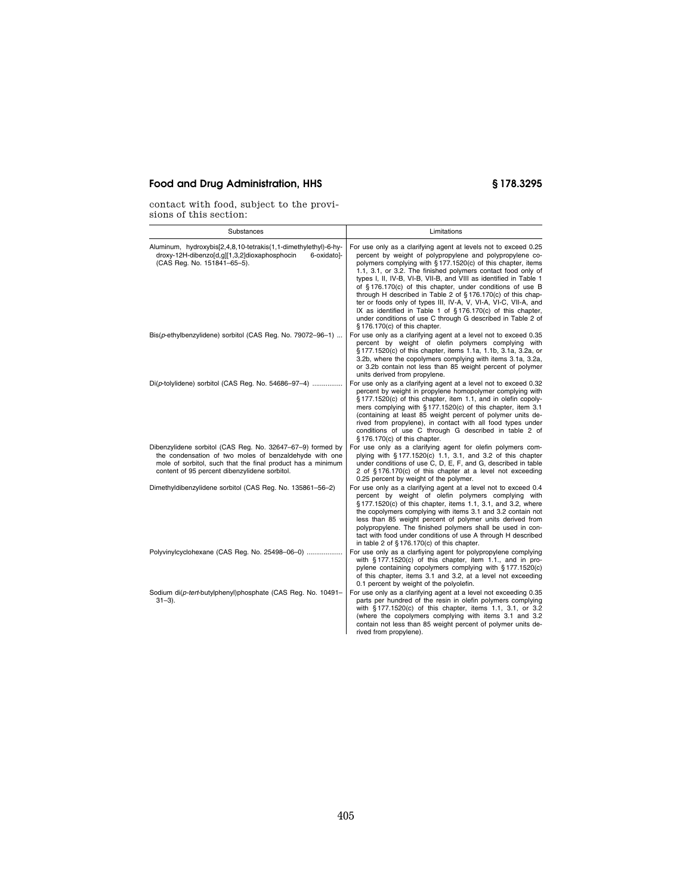contact with food, subject to the provisions of this section:

| Substances | Limitations |
| --- | --- |
| Aluminum, hydroxybis[2,4,8,10-tetrakis(1,1-dimethylethyl)-6-hydroxy-12H-dibenzo[d,g][1,3,2]dioxaphosphocin 6-oxidato]- (CAS Reg. No. 151841–65–5). | For use only as a clarifying agent at levels not to exceed 0.25 percent by weight of polypropylene and polypropylene copolymers complying with § 177.1520(c) of this chapter, items 1.1, 3.1, or 3.2. The finished polymers contact food only of types I, II, IV-B, VI-B, VII-B, and VIII as identified in Table 1 of § 176.170(c) of this chapter, under conditions of use B through H described in Table 2 of § 176.170(c) of this chapter or foods only of types III, IV-A, V, VI-A, VI-C, VII-A, and IX as identified in Table 1 of § 176.170(c) of this chapter, under conditions of use C through G described in Table 2 of § 176.170(c) of this chapter. |
| Bis(*p*-ethylbenzylidene) sorbitol (CAS Reg. No. 79072–96–1) ... | For use only as a clarifying agent at a level not to exceed 0.35 percent by weight of olefin polymers complying with § 177.1520(c) of this chapter, items 1.1a, 1.1b, 3.1a, 3.2a, or 3.2b, where the copolymers complying with items 3.1a, 3.2a, or 3.2b contain not less than 85 weight percent of polymer units derived from propylene. |
| Di(*p*-tolylidene) sorbitol (CAS Reg. No. 54686–97–4) ................ | For use only as a clarifying agent at a level not to exceed 0.32 percent by weight in propylene homopolymer complying with § 177.1520(c) of this chapter, item 1.1, and in olefin copolymers complying with § 177.1520(c) of this chapter, item 3.1 (containing at least 85 weight percent of polymer units derived from propylene), in contact with all food types under conditions of use C through G described in table 2 of § 176.170(c) of this chapter. |
| Dibenzylidene sorbitol (CAS Reg. No. 32647–67–9) formed by the condensation of two moles of benzaldehyde with one mole of sorbitol, such that the final product has a minimum content of 95 percent dibenzylidene sorbitol. | For use only as a clarifying agent for olefin polymers complying with § 177.1520(c) 1.1, 3.1, and 3.2 of this chapter under conditions of use C, D, E, F, and G, described in table 2 of § 176.170(c) of this chapter at a level not exceeding 0.25 percent by weight of the polymer. |
| Dimethyldibenzylidene sorbitol (CAS Reg. No. 135861–56–2) | For use only as a clarifying agent at a level not to exceed 0.4 percent by weight of olefin polymers complying with § 177.1520(c) of this chapter, items 1.1, 3.1, and 3.2, where the copolymers complying with items 3.1 and 3.2 contain not less than 85 weight percent of polymer units derived from polypropylene. The finished polymers shall be used in contact with food under conditions of use A through H described in table 2 of § 176.170(c) of this chapter. |
| Polyvinylcyclohexane (CAS Reg. No. 25498–06–0) ................... | For use only as a clarfying agent for polypropylene complying with § 177.1520(c) of this chapter, item 1.1., and in propylene containing copolymers complying with § 177.1520(c) of this chapter, items 3.1 and 3.2, at a level not exceeding 0.1 percent by weight of the polyolefin. |
| Sodium di(*p-tert*-butylphenyl)phosphate (CAS Reg. No. 10491–31–3). | For use only as a clarifying agent at a level not exceeding 0.35 parts per hundred of the resin in olefin polymers complying with § 177.1520(c) of this chapter, items 1.1, 3.1, or 3.2 (where the copolymers complying with items 3.1 and 3.2 contain not less than 85 weight percent of polymer units derived from propylene). |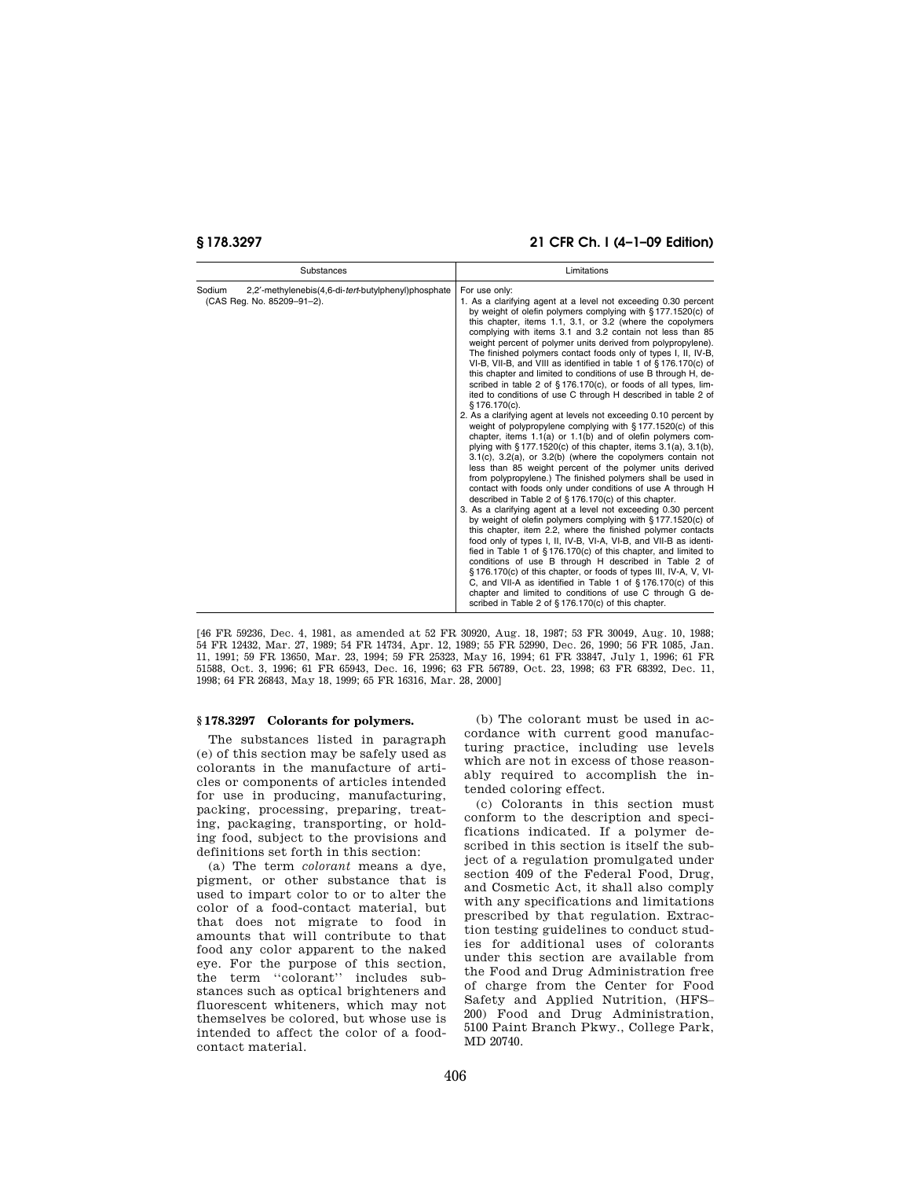| Substances | Limitations |
|---|---|
| Sodium 2,2′-methylenebis(4,6-di-*tert*-butylphenyl)phosphate (CAS Reg. No. 85209–91–2). | For use only:<br>1. As a clarifying agent at a level not exceeding 0.30 percent by weight of olefin polymers complying with § 177.1520(c) of this chapter, items 1.1, 3.1, or 3.2 (where the copolymers complying with items 3.1 and 3.2 contain not less than 85 weight percent of polymer units derived from polypropylene). The finished polymers contact foods only of types I, II, IV-B, VI-B, VII-B, and VIII as identified in table 1 of § 176.170(c) of this chapter and limited to conditions of use B through H, described in table 2 of § 176.170(c), or foods of all types, limited to conditions of use C through H described in table 2 of § 176.170(c).<br>2. As a clarifying agent at levels not exceeding 0.10 percent by weight of polypropylene complying with § 177.1520(c) of this chapter, items 1.1(a) or 1.1(b) and of olefin polymers complying with § 177.1520(c) of this chapter, items 3.1(a), 3.1(b), 3.1(c), 3.2(a), or 3.2(b) (where the copolymers contain not less than 85 weight percent of the polymer units derived from polypropylene.) The finished polymers shall be used in contact with foods only under conditions of use A through H described in Table 2 of § 176.170(c) of this chapter.<br>3. As a clarifying agent at a level not exceeding 0.30 percent by weight of olefin polymers complying with § 177.1520(c) of this chapter, item 2.2, where the finished polymer contacts food only of types I, II, IV-B, VI-A, VI-B, and VII-B as identified in Table 1 of § 176.170(c) of this chapter, and limited to conditions of use B through H described in Table 2 of § 176.170(c) of this chapter, or foods of types III, IV-A, V, VI-C, and VII-A as identified in Table 1 of § 176.170(c) of this chapter and limited to conditions of use C through G described in Table 2 of § 176.170(c) of this chapter. |

[46 FR 59236, Dec. 4, 1981, as amended at 52 FR 30920, Aug. 18, 1987; 53 FR 30049, Aug. 10, 1988; 54 FR 12432, Mar. 27, 1989; 54 FR 14734, Apr. 12, 1989; 55 FR 52990, Dec. 26, 1990; 56 FR 1085, Jan. 11, 1991; 59 FR 13650, Mar. 23, 1994; 59 FR 25323, May 16, 1994; 61 FR 33847, July 1, 1996; 61 FR 51588, Oct. 3, 1996; 61 FR 65943, Dec. 16, 1996; 63 FR 56789, Oct. 23, 1998; 63 FR 68392, Dec. 11, 1998; 64 FR 26843, May 18, 1999; 65 FR 16316, Mar. 28, 2000]

## § 178.3297 Colorants for polymers.

The substances listed in paragraph (e) of this section may be safely used as colorants in the manufacture of articles or components of articles intended for use in producing, manufacturing, packing, processing, preparing, treating, packaging, transporting, or holding food, subject to the provisions and definitions set forth in this section:

(a) The term *colorant* means a dye, pigment, or other substance that is used to impart color to or to alter the color of a food-contact material, but that does not migrate to food in amounts that will contribute to that food any color apparent to the naked eye. For the purpose of this section, the term ''colorant'' includes substances such as optical brighteners and fluorescent whiteners, which may not themselves be colored, but whose use is intended to affect the color of a food-contact material.

(b) The colorant must be used in accordance with current good manufacturing practice, including use levels which are not in excess of those reasonably required to accomplish the intended coloring effect.

(c) Colorants in this section must conform to the description and specifications indicated. If a polymer described in this section is itself the subject of a regulation promulgated under section 409 of the Federal Food, Drug, and Cosmetic Act, it shall also comply with any specifications and limitations prescribed by that regulation. Extraction testing guidelines to conduct studies for additional uses of colorants under this section are available from the Food and Drug Administration free of charge from the Center for Food Safety and Applied Nutrition, (HFS–200) Food and Drug Administration, 5100 Paint Branch Pkwy., College Park, MD 20740.